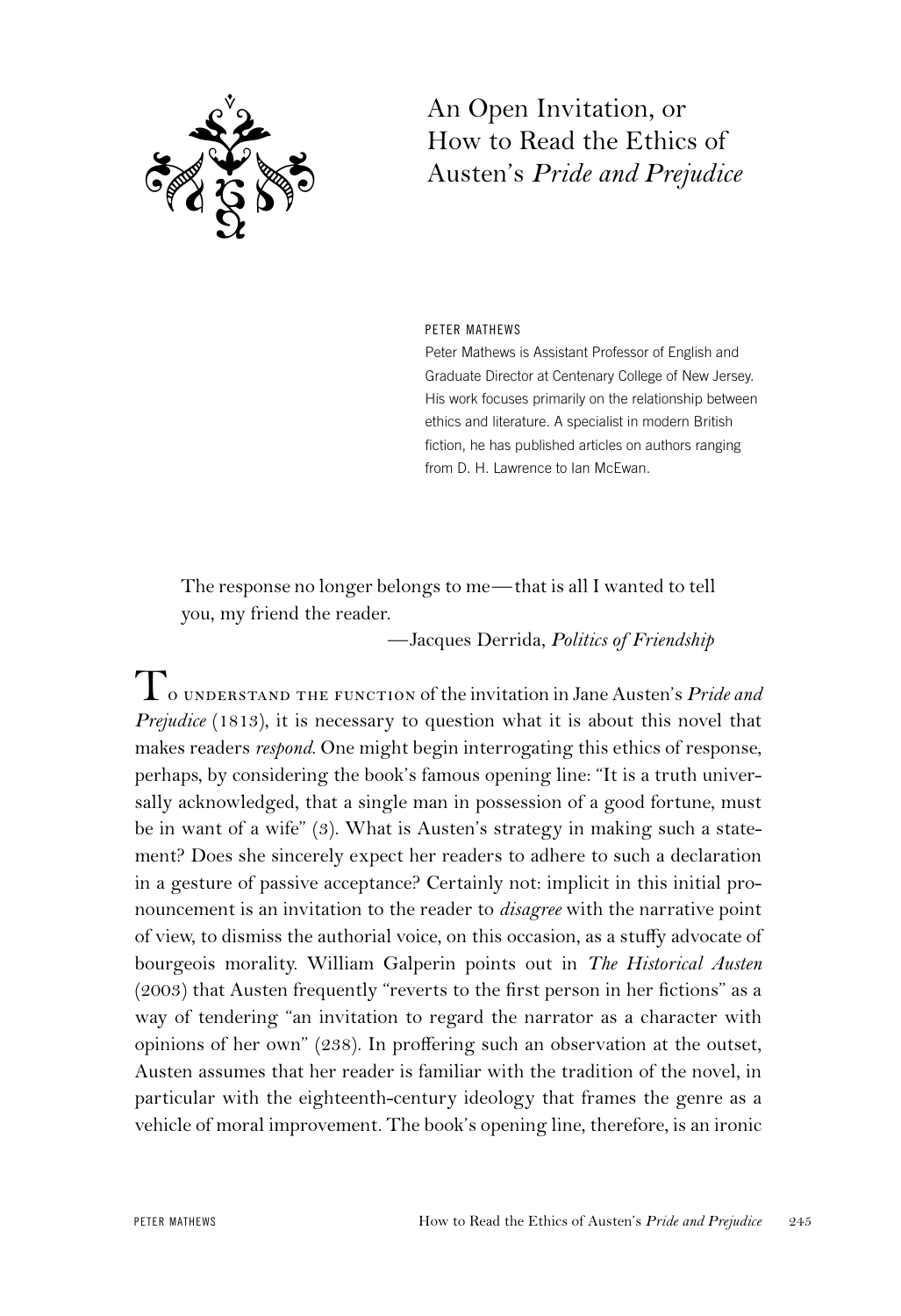# An Open Invitation, or How to Read the Ethics of Austen's *Pride and Prejudice*

PETER MATHEWS

Peter Mathews is Assistant Professor of English and Graduate Director at Centenary College of New Jersey. His work focuses primarily on the relationship between ethics and literature. A specialist in modern British fiction, he has published articles on authors ranging from D. H. Lawrence to Ian McEwan.

> The response no longer belongs to me—that is all I wanted to tell you, my friend the reader.
>
> —Jacques Derrida, *Politics of Friendship*

To understand the function of the invitation in Jane Austen's *Pride and Prejudice* (1813), it is necessary to question what it is about this novel that makes readers *respond*. One might begin interrogating this ethics of response, perhaps, by considering the book's famous opening line: "It is a truth universally acknowledged, that a single man in possession of a good fortune, must be in want of a wife" (3). What is Austen's strategy in making such a statement? Does she sincerely expect her readers to adhere to such a declaration in a gesture of passive acceptance? Certainly not: implicit in this initial pronouncement is an invitation to the reader to *disagree* with the narrative point of view, to dismiss the authorial voice, on this occasion, as a stuffy advocate of bourgeois morality. William Galperin points out in *The Historical Austen* (2003) that Austen frequently "reverts to the first person in her fictions" as a way of tendering "an invitation to regard the narrator as a character with opinions of her own" (238). In proffering such an observation at the outset, Austen assumes that her reader is familiar with the tradition of the novel, in particular with the eighteenth-century ideology that frames the genre as a vehicle of moral improvement. The book's opening line, therefore, is an ironic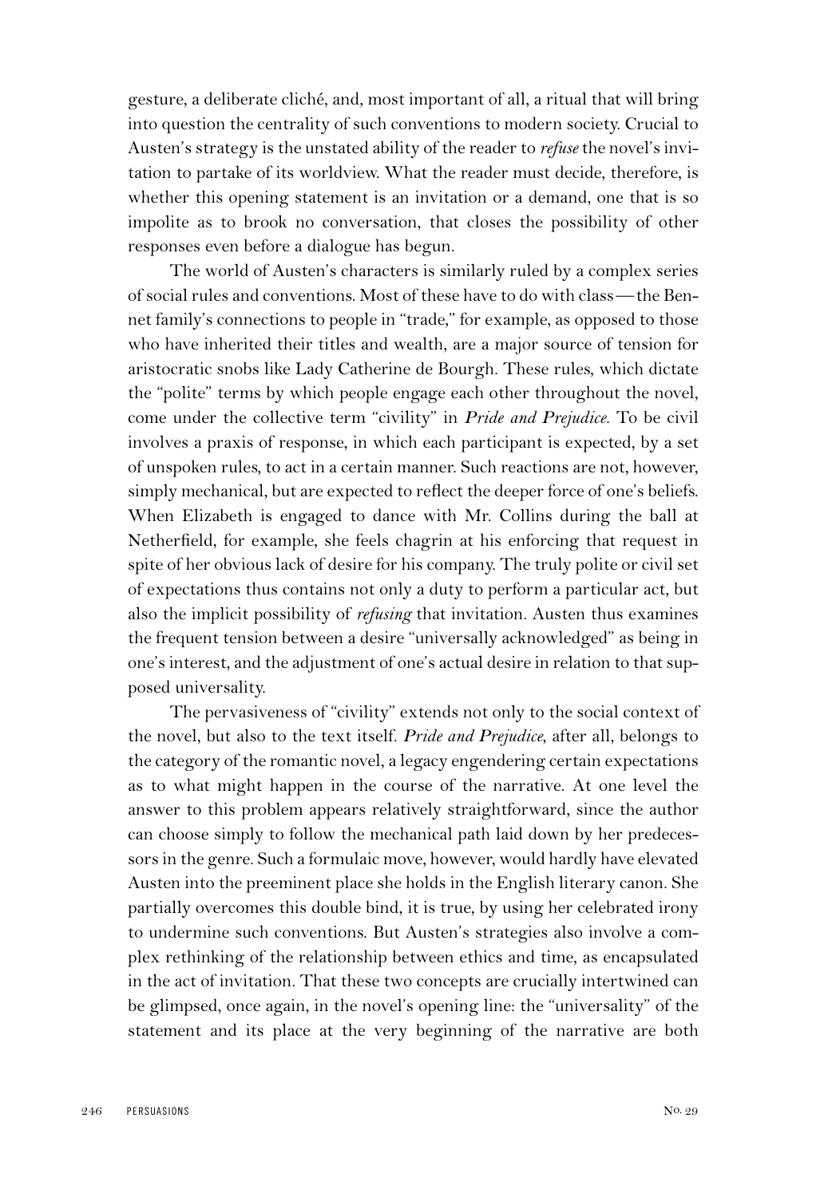gesture, a deliberate cliché, and, most important of all, a ritual that will bring into question the centrality of such conventions to modern society. Crucial to Austen's strategy is the unstated ability of the reader to *refuse* the novel's invitation to partake of its worldview. What the reader must decide, therefore, is whether this opening statement is an invitation or a demand, one that is so impolite as to brook no conversation, that closes the possibility of other responses even before a dialogue has begun.

The world of Austen's characters is similarly ruled by a complex series of social rules and conventions. Most of these have to do with class—the Bennet family's connections to people in "trade," for example, as opposed to those who have inherited their titles and wealth, are a major source of tension for aristocratic snobs like Lady Catherine de Bourgh. These rules, which dictate the "polite" terms by which people engage each other throughout the novel, come under the collective term "civility" in *Pride and Prejudice*. To be civil involves a praxis of response, in which each participant is expected, by a set of unspoken rules, to act in a certain manner. Such reactions are not, however, simply mechanical, but are expected to reflect the deeper force of one's beliefs. When Elizabeth is engaged to dance with Mr. Collins during the ball at Netherfield, for example, she feels chagrin at his enforcing that request in spite of her obvious lack of desire for his company. The truly polite or civil set of expectations thus contains not only a duty to perform a particular act, but also the implicit possibility of *refusing* that invitation. Austen thus examines the frequent tension between a desire "universally acknowledged" as being in one's interest, and the adjustment of one's actual desire in relation to that supposed universality.

The pervasiveness of "civility" extends not only to the social context of the novel, but also to the text itself. *Pride and Prejudice*, after all, belongs to the category of the romantic novel, a legacy engendering certain expectations as to what might happen in the course of the narrative. At one level the answer to this problem appears relatively straightforward, since the author can choose simply to follow the mechanical path laid down by her predecessors in the genre. Such a formulaic move, however, would hardly have elevated Austen into the preeminent place she holds in the English literary canon. She partially overcomes this double bind, it is true, by using her celebrated irony to undermine such conventions. But Austen's strategies also involve a complex rethinking of the relationship between ethics and time, as encapsulated in the act of invitation. That these two concepts are crucially intertwined can be glimpsed, once again, in the novel's opening line: the "universality" of the statement and its place at the very beginning of the narrative are both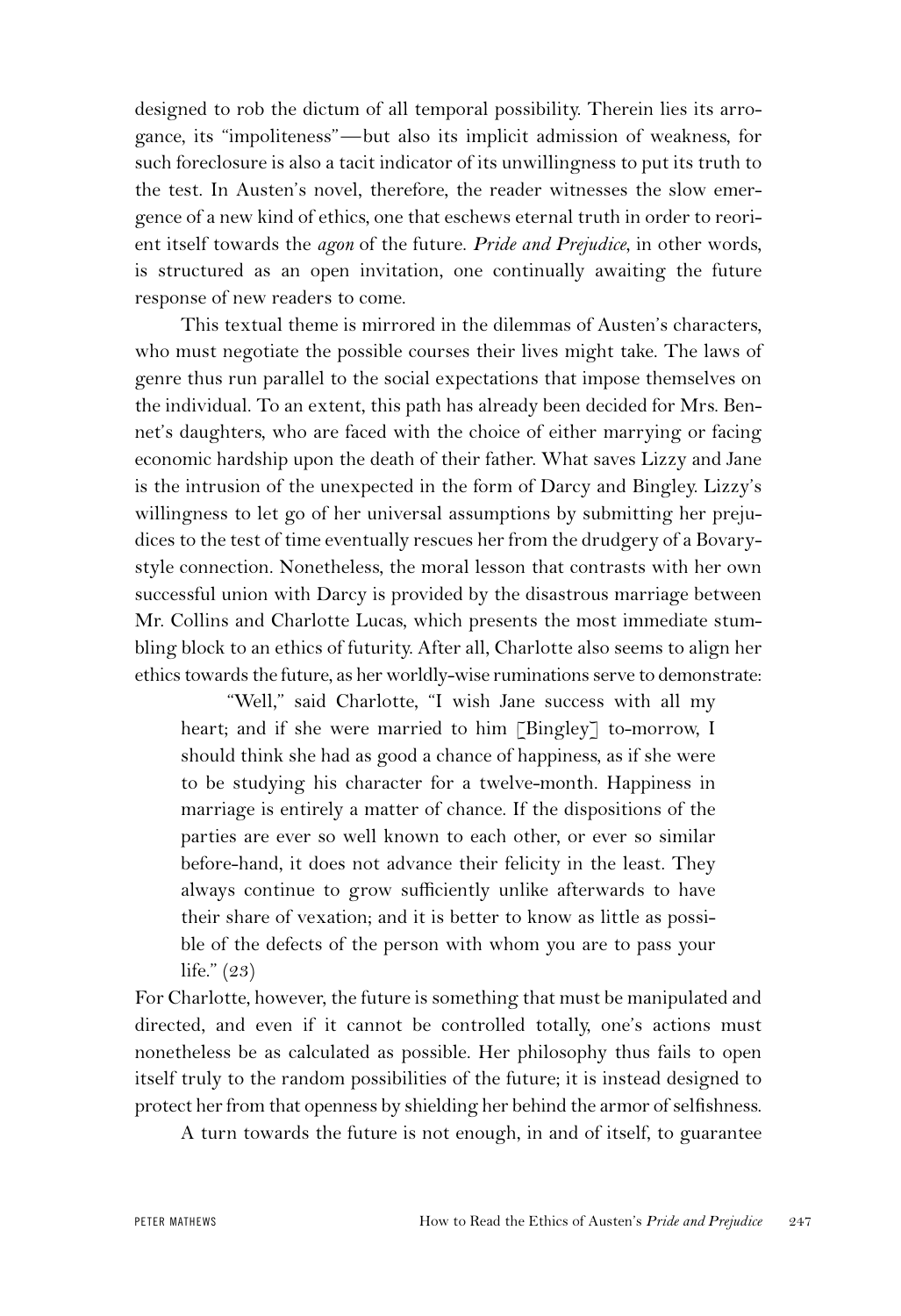designed to rob the dictum of all temporal possibility. Therein lies its arrogance, its "impoliteness"—but also its implicit admission of weakness, for such foreclosure is also a tacit indicator of its unwillingness to put its truth to the test. In Austen's novel, therefore, the reader witnesses the slow emergence of a new kind of ethics, one that eschews eternal truth in order to reorient itself towards the *agon* of the future. *Pride and Prejudice*, in other words, is structured as an open invitation, one continually awaiting the future response of new readers to come.

This textual theme is mirrored in the dilemmas of Austen's characters, who must negotiate the possible courses their lives might take. The laws of genre thus run parallel to the social expectations that impose themselves on the individual. To an extent, this path has already been decided for Mrs. Bennet's daughters, who are faced with the choice of either marrying or facing economic hardship upon the death of their father. What saves Lizzy and Jane is the intrusion of the unexpected in the form of Darcy and Bingley. Lizzy's willingness to let go of her universal assumptions by submitting her prejudices to the test of time eventually rescues her from the drudgery of a Bovary-style connection. Nonetheless, the moral lesson that contrasts with her own successful union with Darcy is provided by the disastrous marriage between Mr. Collins and Charlotte Lucas, which presents the most immediate stumbling block to an ethics of futurity. After all, Charlotte also seems to align her ethics towards the future, as her worldly-wise ruminations serve to demonstrate:

> "Well," said Charlotte, "I wish Jane success with all my heart; and if she were married to him [Bingley] to-morrow, I should think she had as good a chance of happiness, as if she were to be studying his character for a twelve-month. Happiness in marriage is entirely a matter of chance. If the dispositions of the parties are ever so well known to each other, or ever so similar before-hand, it does not advance their felicity in the least. They always continue to grow sufficiently unlike afterwards to have their share of vexation; and it is better to know as little as possible of the defects of the person with whom you are to pass your life." (23)

For Charlotte, however, the future is something that must be manipulated and directed, and even if it cannot be controlled totally, one's actions must nonetheless be as calculated as possible. Her philosophy thus fails to open itself truly to the random possibilities of the future; it is instead designed to protect her from that openness by shielding her behind the armor of selfishness.

A turn towards the future is not enough, in and of itself, to guarantee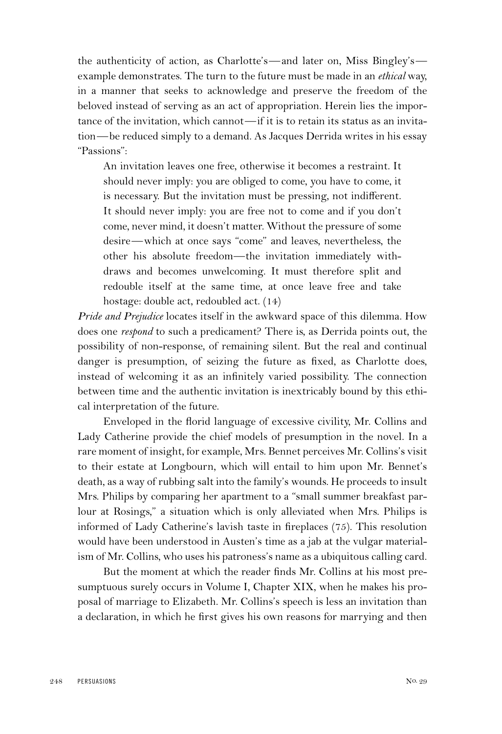the authenticity of action, as Charlotte's—and later on, Miss Bingley's—example demonstrates. The turn to the future must be made in an *ethical* way, in a manner that seeks to acknowledge and preserve the freedom of the beloved instead of serving as an act of appropriation. Herein lies the importance of the invitation, which cannot—if it is to retain its status as an invitation—be reduced simply to a demand. As Jacques Derrida writes in his essay "Passions":

> An invitation leaves one free, otherwise it becomes a restraint. It should never imply: you are obliged to come, you have to come, it is necessary. But the invitation must be pressing, not indifferent. It should never imply: you are free not to come and if you don't come, never mind, it doesn't matter. Without the pressure of some desire—which at once says "come" and leaves, nevertheless, the other his absolute freedom—the invitation immediately withdraws and becomes unwelcoming. It must therefore split and redouble itself at the same time, at once leave free and take hostage: double act, redoubled act. (14)

*Pride and Prejudice* locates itself in the awkward space of this dilemma. How does one *respond* to such a predicament? There is, as Derrida points out, the possibility of non-response, of remaining silent. But the real and continual danger is presumption, of seizing the future as fixed, as Charlotte does, instead of welcoming it as an infinitely varied possibility. The connection between time and the authentic invitation is inextricably bound by this ethical interpretation of the future.

Enveloped in the florid language of excessive civility, Mr. Collins and Lady Catherine provide the chief models of presumption in the novel. In a rare moment of insight, for example, Mrs. Bennet perceives Mr. Collins's visit to their estate at Longbourn, which will entail to him upon Mr. Bennet's death, as a way of rubbing salt into the family's wounds. He proceeds to insult Mrs. Philips by comparing her apartment to a "small summer breakfast parlour at Rosings," a situation which is only alleviated when Mrs. Philips is informed of Lady Catherine's lavish taste in fireplaces (75). This resolution would have been understood in Austen's time as a jab at the vulgar materialism of Mr. Collins, who uses his patroness's name as a ubiquitous calling card.

But the moment at which the reader finds Mr. Collins at his most presumptuous surely occurs in Volume I, Chapter XIX, when he makes his proposal of marriage to Elizabeth. Mr. Collins's speech is less an invitation than a declaration, in which he first gives his own reasons for marrying and then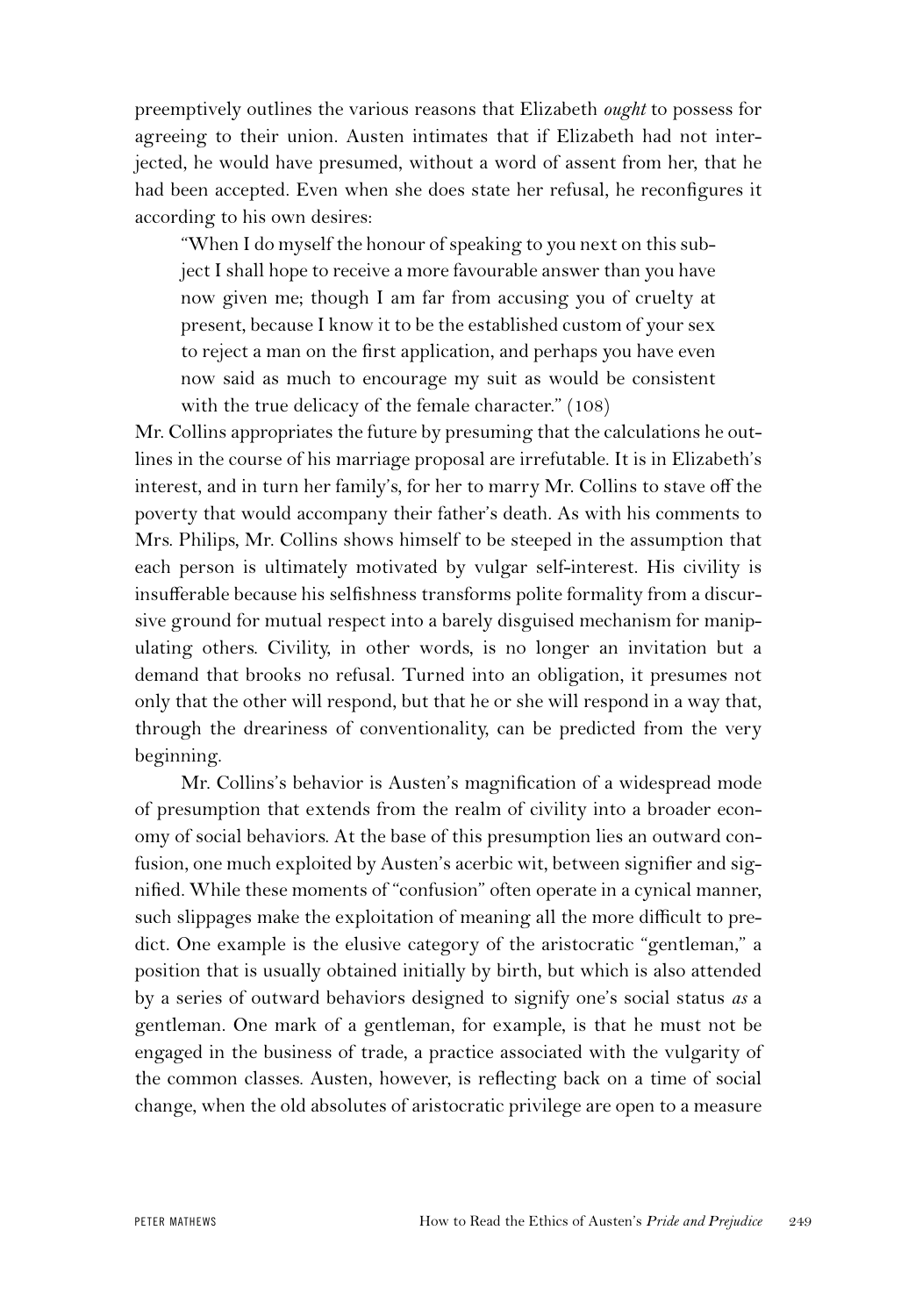preemptively outlines the various reasons that Elizabeth *ought* to possess for agreeing to their union. Austen intimates that if Elizabeth had not interjected, he would have presumed, without a word of assent from her, that he had been accepted. Even when she does state her refusal, he reconfigures it according to his own desires:

> "When I do myself the honour of speaking to you next on this subject I shall hope to receive a more favourable answer than you have now given me; though I am far from accusing you of cruelty at present, because I know it to be the established custom of your sex to reject a man on the first application, and perhaps you have even now said as much to encourage my suit as would be consistent with the true delicacy of the female character." (108)

Mr. Collins appropriates the future by presuming that the calculations he outlines in the course of his marriage proposal are irrefutable. It is in Elizabeth's interest, and in turn her family's, for her to marry Mr. Collins to stave off the poverty that would accompany their father's death. As with his comments to Mrs. Philips, Mr. Collins shows himself to be steeped in the assumption that each person is ultimately motivated by vulgar self-interest. His civility is insufferable because his selfishness transforms polite formality from a discursive ground for mutual respect into a barely disguised mechanism for manipulating others. Civility, in other words, is no longer an invitation but a demand that brooks no refusal. Turned into an obligation, it presumes not only that the other will respond, but that he or she will respond in a way that, through the dreariness of conventionality, can be predicted from the very beginning.

Mr. Collins's behavior is Austen's magnification of a widespread mode of presumption that extends from the realm of civility into a broader economy of social behaviors. At the base of this presumption lies an outward confusion, one much exploited by Austen's acerbic wit, between signifier and signified. While these moments of "confusion" often operate in a cynical manner, such slippages make the exploitation of meaning all the more difficult to predict. One example is the elusive category of the aristocratic "gentleman," a position that is usually obtained initially by birth, but which is also attended by a series of outward behaviors designed to signify one's social status *as* a gentleman. One mark of a gentleman, for example, is that he must not be engaged in the business of trade, a practice associated with the vulgarity of the common classes. Austen, however, is reflecting back on a time of social change, when the old absolutes of aristocratic privilege are open to a measure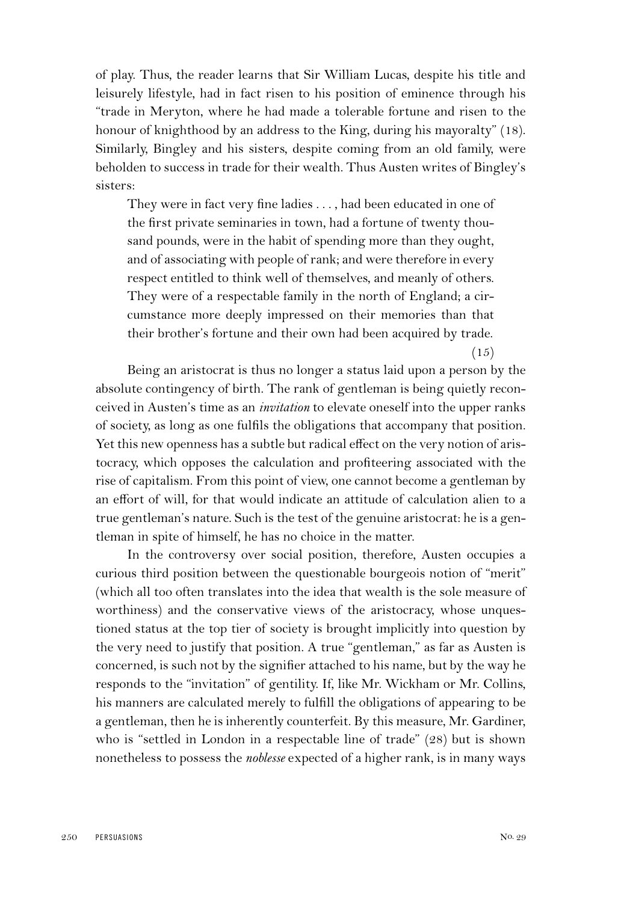of play. Thus, the reader learns that Sir William Lucas, despite his title and leisurely lifestyle, had in fact risen to his position of eminence through his "trade in Meryton, where he had made a tolerable fortune and risen to the honour of knighthood by an address to the King, during his mayoralty" (18). Similarly, Bingley and his sisters, despite coming from an old family, were beholden to success in trade for their wealth. Thus Austen writes of Bingley's sisters:

> They were in fact very fine ladies . . . , had been educated in one of the first private seminaries in town, had a fortune of twenty thousand pounds, were in the habit of spending more than they ought, and of associating with people of rank; and were therefore in every respect entitled to think well of themselves, and meanly of others. They were of a respectable family in the north of England; a circumstance more deeply impressed on their memories than that their brother's fortune and their own had been acquired by trade. (15)

Being an aristocrat is thus no longer a status laid upon a person by the absolute contingency of birth. The rank of gentleman is being quietly reconceived in Austen's time as an *invitation* to elevate oneself into the upper ranks of society, as long as one fulfils the obligations that accompany that position. Yet this new openness has a subtle but radical effect on the very notion of aristocracy, which opposes the calculation and profiteering associated with the rise of capitalism. From this point of view, one cannot become a gentleman by an effort of will, for that would indicate an attitude of calculation alien to a true gentleman's nature. Such is the test of the genuine aristocrat: he is a gentleman in spite of himself, he has no choice in the matter.

In the controversy over social position, therefore, Austen occupies a curious third position between the questionable bourgeois notion of "merit" (which all too often translates into the idea that wealth is the sole measure of worthiness) and the conservative views of the aristocracy, whose unquestioned status at the top tier of society is brought implicitly into question by the very need to justify that position. A true "gentleman," as far as Austen is concerned, is such not by the signifier attached to his name, but by the way he responds to the "invitation" of gentility. If, like Mr. Wickham or Mr. Collins, his manners are calculated merely to fulfill the obligations of appearing to be a gentleman, then he is inherently counterfeit. By this measure, Mr. Gardiner, who is "settled in London in a respectable line of trade" (28) but is shown nonetheless to possess the *noblesse* expected of a higher rank, is in many ways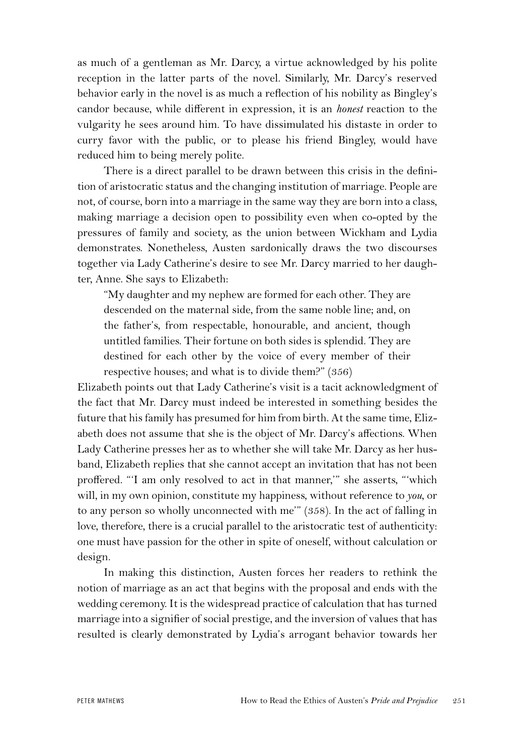as much of a gentleman as Mr. Darcy, a virtue acknowledged by his polite reception in the latter parts of the novel. Similarly, Mr. Darcy's reserved behavior early in the novel is as much a reflection of his nobility as Bingley's candor because, while different in expression, it is an *honest* reaction to the vulgarity he sees around him. To have dissimulated his distaste in order to curry favor with the public, or to please his friend Bingley, would have reduced him to being merely polite.

There is a direct parallel to be drawn between this crisis in the definition of aristocratic status and the changing institution of marriage. People are not, of course, born into a marriage in the same way they are born into a class, making marriage a decision open to possibility even when co-opted by the pressures of family and society, as the union between Wickham and Lydia demonstrates. Nonetheless, Austen sardonically draws the two discourses together via Lady Catherine's desire to see Mr. Darcy married to her daughter, Anne. She says to Elizabeth:

> "My daughter and my nephew are formed for each other. They are descended on the maternal side, from the same noble line; and, on the father's, from respectable, honourable, and ancient, though untitled families. Their fortune on both sides is splendid. They are destined for each other by the voice of every member of their respective houses; and what is to divide them?" (356)

Elizabeth points out that Lady Catherine's visit is a tacit acknowledgment of the fact that Mr. Darcy must indeed be interested in something besides the future that his family has presumed for him from birth. At the same time, Elizabeth does not assume that she is the object of Mr. Darcy's affections. When Lady Catherine presses her as to whether she will take Mr. Darcy as her husband, Elizabeth replies that she cannot accept an invitation that has not been proffered. "'I am only resolved to act in that manner,'" she asserts, "'which will, in my own opinion, constitute my happiness, without reference to *you*, or to any person so wholly unconnected with me'" (358). In the act of falling in love, therefore, there is a crucial parallel to the aristocratic test of authenticity: one must have passion for the other in spite of oneself, without calculation or design.

In making this distinction, Austen forces her readers to rethink the notion of marriage as an act that begins with the proposal and ends with the wedding ceremony. It is the widespread practice of calculation that has turned marriage into a signifier of social prestige, and the inversion of values that has resulted is clearly demonstrated by Lydia's arrogant behavior towards her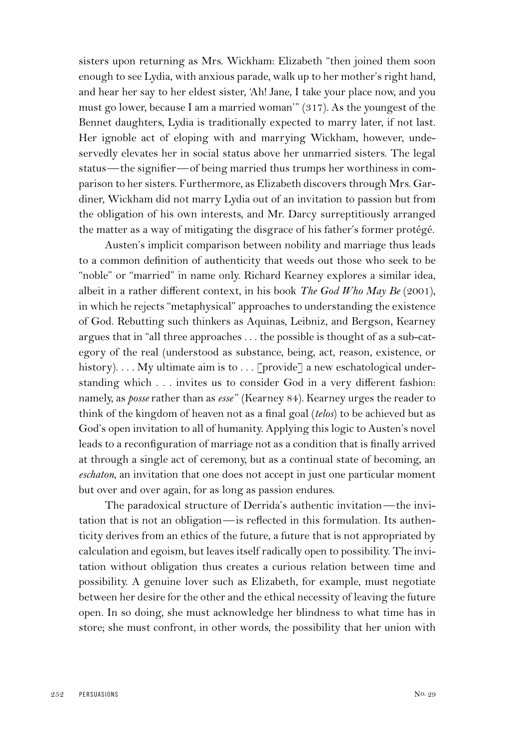sisters upon returning as Mrs. Wickham: Elizabeth "then joined them soon enough to see Lydia, with anxious parade, walk up to her mother's right hand, and hear her say to her eldest sister, 'Ah! Jane, I take your place now, and you must go lower, because I am a married woman'" (317). As the youngest of the Bennet daughters, Lydia is traditionally expected to marry later, if not last. Her ignoble act of eloping with and marrying Wickham, however, undeservedly elevates her in social status above her unmarried sisters. The legal status—the signifier—of being married thus trumps her worthiness in comparison to her sisters. Furthermore, as Elizabeth discovers through Mrs. Gardiner, Wickham did not marry Lydia out of an invitation to passion but from the obligation of his own interests, and Mr. Darcy surreptitiously arranged the matter as a way of mitigating the disgrace of his father's former protégé.

Austen's implicit comparison between nobility and marriage thus leads to a common definition of authenticity that weeds out those who seek to be "noble" or "married" in name only. Richard Kearney explores a similar idea, albeit in a rather different context, in his book *The God Who May Be* (2001), in which he rejects "metaphysical" approaches to understanding the existence of God. Rebutting such thinkers as Aquinas, Leibniz, and Bergson, Kearney argues that in "all three approaches . . . the possible is thought of as a sub-category of the real (understood as substance, being, act, reason, existence, or history). . . . My ultimate aim is to . . . [provide] a new eschatological understanding which . . . invites us to consider God in a very different fashion: namely, as *posse* rather than as *esse*" (Kearney 84). Kearney urges the reader to think of the kingdom of heaven not as a final goal (*telos*) to be achieved but as God's open invitation to all of humanity. Applying this logic to Austen's novel leads to a reconfiguration of marriage not as a condition that is finally arrived at through a single act of ceremony, but as a continual state of becoming, an *eschaton*, an invitation that one does not accept in just one particular moment but over and over again, for as long as passion endures.

The paradoxical structure of Derrida's authentic invitation—the invitation that is not an obligation—is reflected in this formulation. Its authenticity derives from an ethics of the future, a future that is not appropriated by calculation and egoism, but leaves itself radically open to possibility. The invitation without obligation thus creates a curious relation between time and possibility. A genuine lover such as Elizabeth, for example, must negotiate between her desire for the other and the ethical necessity of leaving the future open. In so doing, she must acknowledge her blindness to what time has in store; she must confront, in other words, the possibility that her union with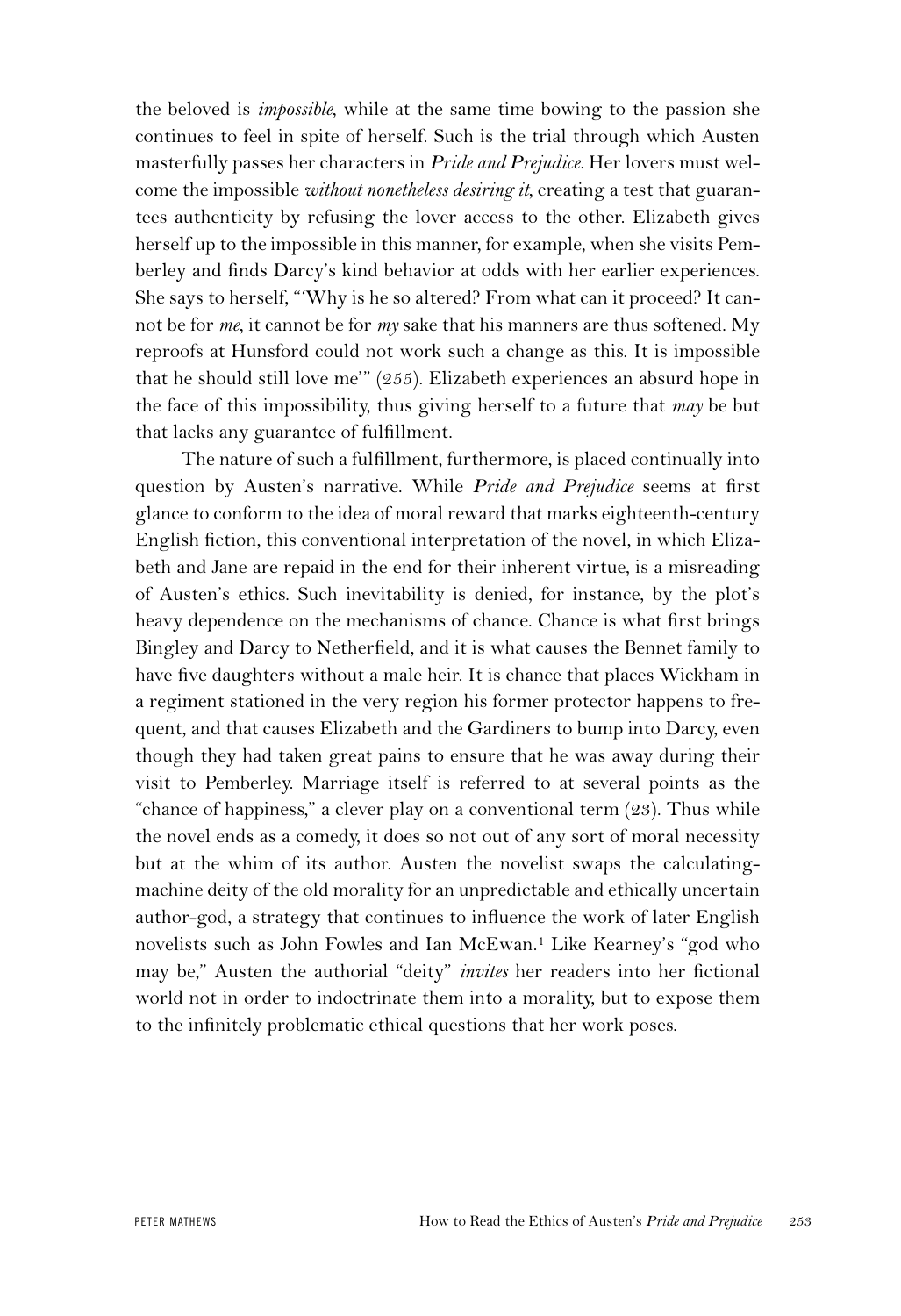the beloved is *impossible*, while at the same time bowing to the passion she continues to feel in spite of herself. Such is the trial through which Austen masterfully passes her characters in *Pride and Prejudice*. Her lovers must welcome the impossible *without nonetheless desiring it*, creating a test that guarantees authenticity by refusing the lover access to the other. Elizabeth gives herself up to the impossible in this manner, for example, when she visits Pemberley and finds Darcy's kind behavior at odds with her earlier experiences. She says to herself, "'Why is he so altered? From what can it proceed? It cannot be for *me*, it cannot be for *my* sake that his manners are thus softened. My reproofs at Hunsford could not work such a change as this. It is impossible that he should still love me'" (255). Elizabeth experiences an absurd hope in the face of this impossibility, thus giving herself to a future that *may* be but that lacks any guarantee of fulfillment.

The nature of such a fulfillment, furthermore, is placed continually into question by Austen's narrative. While *Pride and Prejudice* seems at first glance to conform to the idea of moral reward that marks eighteenth-century English fiction, this conventional interpretation of the novel, in which Elizabeth and Jane are repaid in the end for their inherent virtue, is a misreading of Austen's ethics. Such inevitability is denied, for instance, by the plot's heavy dependence on the mechanisms of chance. Chance is what first brings Bingley and Darcy to Netherfield, and it is what causes the Bennet family to have five daughters without a male heir. It is chance that places Wickham in a regiment stationed in the very region his former protector happens to frequent, and that causes Elizabeth and the Gardiners to bump into Darcy, even though they had taken great pains to ensure that he was away during their visit to Pemberley. Marriage itself is referred to at several points as the "chance of happiness," a clever play on a conventional term (23). Thus while the novel ends as a comedy, it does so not out of any sort of moral necessity but at the whim of its author. Austen the novelist swaps the calculating-machine deity of the old morality for an unpredictable and ethically uncertain author-god, a strategy that continues to influence the work of later English novelists such as John Fowles and Ian McEwan.[1] Like Kearney's "god who may be," Austen the authorial "deity" *invites* her readers into her fictional world not in order to indoctrinate them into a morality, but to expose them to the infinitely problematic ethical questions that her work poses.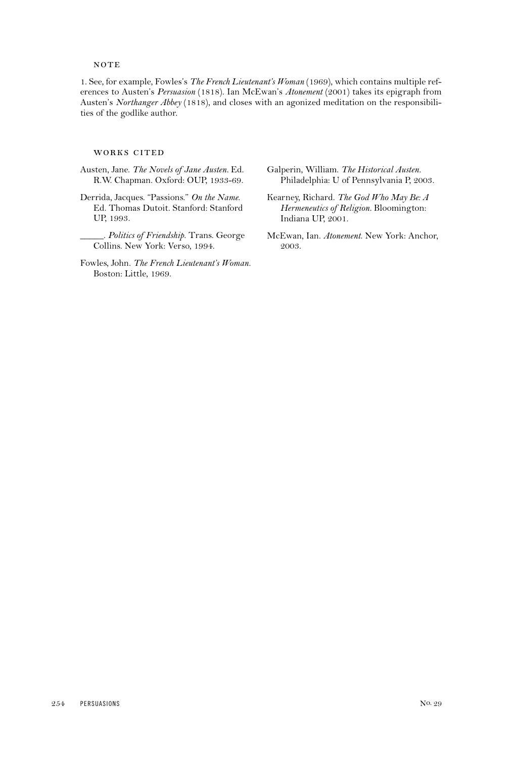## NOTE

1. See, for example, Fowles's *The French Lieutenant's Woman* (1969), which contains multiple references to Austen's *Persuasion* (1818). Ian McEwan's *Atonement* (2001) takes its epigraph from Austen's *Northanger Abbey* (1818), and closes with an agonized meditation on the responsibilities of the godlike author.

## WORKS CITED

Austen, Jane. *The Novels of Jane Austen*. Ed. R.W. Chapman. Oxford: OUP, 1933-69.

Derrida, Jacques. "Passions." *On the Name*. Ed. Thomas Dutoit. Stanford: Stanford UP, 1993.

_____. *Politics of Friendship*. Trans. George Collins. New York: Verso, 1994.

Fowles, John. *The French Lieutenant's Woman*. Boston: Little, 1969.

Galperin, William. *The Historical Austen*. Philadelphia: U of Pennsylvania P, 2003.

Kearney, Richard. *The God Who May Be: A Hermeneutics of Religion*. Bloomington: Indiana UP, 2001.

McEwan, Ian. *Atonement*. New York: Anchor, 2003.